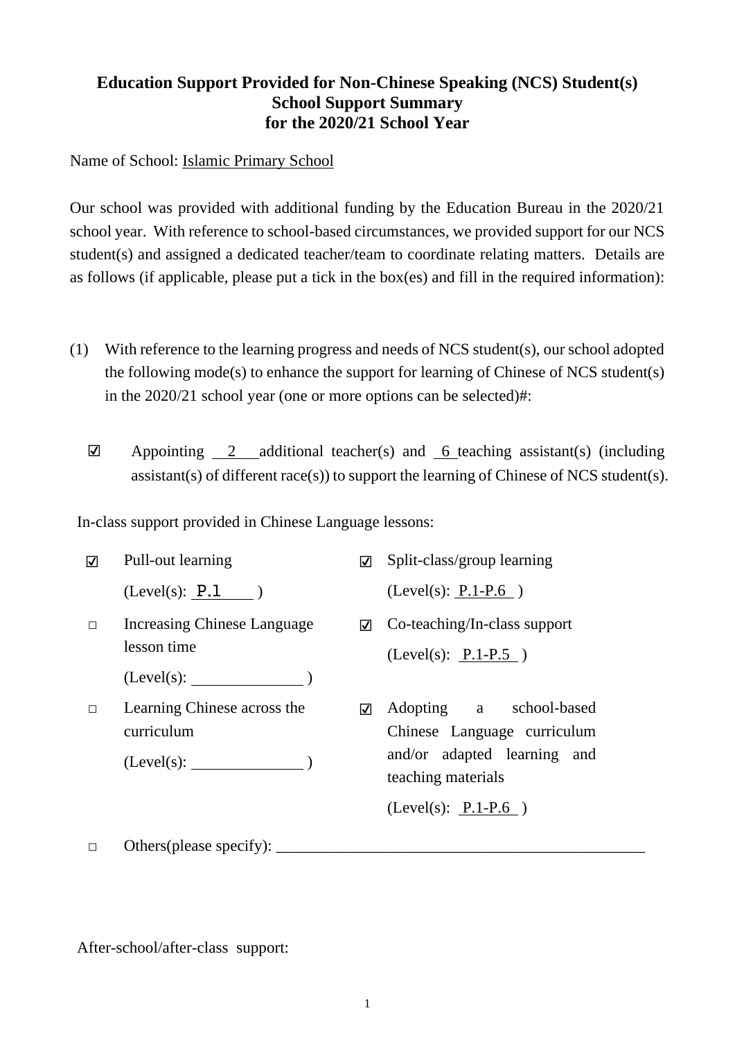**Education Support Provided for Non-Chinese Speaking (NCS) Student(s)**
**School Support Summary**
**for the 2020/21 School Year**

Name of School: Islamic Primary School

Our school was provided with additional funding by the Education Bureau in the 2020/21 school year. With reference to school-based circumstances, we provided support for our NCS student(s) and assigned a dedicated teacher/team to coordinate relating matters. Details are as follows (if applicable, please put a tick in the box(es) and fill in the required information):

(1) With reference to the learning progress and needs of NCS student(s), our school adopted the following mode(s) to enhance the support for learning of Chinese of NCS student(s) in the 2020/21 school year (one or more options can be selected)#:

☑ Appointing 2 additional teacher(s) and 6 teaching assistant(s) (including assistant(s) of different race(s)) to support the learning of Chinese of NCS student(s).

In-class support provided in Chinese Language lessons:

☑ Pull-out learning
(Level(s): P.1 )

☑ Split-class/group learning
(Level(s): P.1-P.6 )

□ Increasing Chinese Language lesson time
(Level(s): \_\_\_\_\_\_\_\_\_\_ )

☑ Co-teaching/In-class support
(Level(s): P.1-P.5 )

□ Learning Chinese across the curriculum
(Level(s): \_\_\_\_\_\_\_\_\_\_ )

☑ Adopting a school-based Chinese Language curriculum and/or adapted learning and teaching materials
(Level(s): P.1-P.6 )

□ Others(please specify): \_\_\_\_\_\_\_\_\_\_\_\_\_\_\_\_\_\_\_\_\_\_\_\_\_\_\_\_\_\_\_\_\_\_\_\_\_\_\_\_\_\_

After-school/after-class support: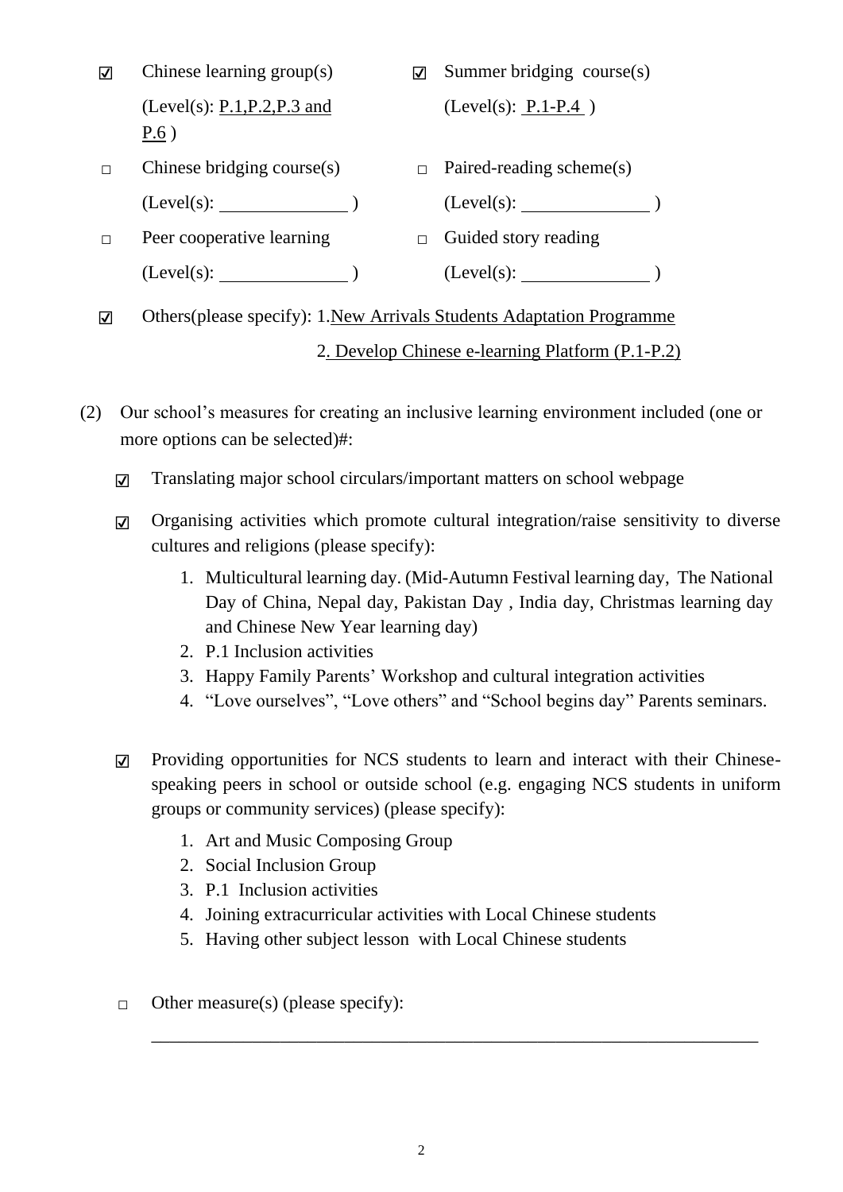- ☑ Chinese learning group(s) (Level(s): P.1,P.2,P.3 and P.6 )
- ☑ Summer bridging course(s) (Level(s): P.1-P.4 )
- □ Chinese bridging course(s) (Level(s): ______________ )
- □ Paired-reading scheme(s) (Level(s): ______________ )
- □ Peer cooperative learning (Level(s): ______________ )
- □ Guided story reading (Level(s): ______________ )
- ☑ Others(please specify): 1. New Arrivals Students Adaptation Programme
  2. Develop Chinese e-learning Platform (P.1-P.2)

(2) Our school's measures for creating an inclusive learning environment included (one or more options can be selected)#:

- ☑ Translating major school circulars/important matters on school webpage
- ☑ Organising activities which promote cultural integration/raise sensitivity to diverse cultures and religions (please specify):
  1. Multicultural learning day. (Mid-Autumn Festival learning day, The National Day of China, Nepal day, Pakistan Day , India day, Christmas learning day and Chinese New Year learning day)
  2. P.1 Inclusion activities
  3. Happy Family Parents' Workshop and cultural integration activities
  4. "Love ourselves", "Love others" and "School begins day" Parents seminars.
- ☑ Providing opportunities for NCS students to learn and interact with their Chinese-speaking peers in school or outside school (e.g. engaging NCS students in uniform groups or community services) (please specify):
  1. Art and Music Composing Group
  2. Social Inclusion Group
  3. P.1 Inclusion activities
  4. Joining extracurricular activities with Local Chinese students
  5. Having other subject lesson with Local Chinese students
- □ Other measure(s) (please specify):

  ____________________________________________________________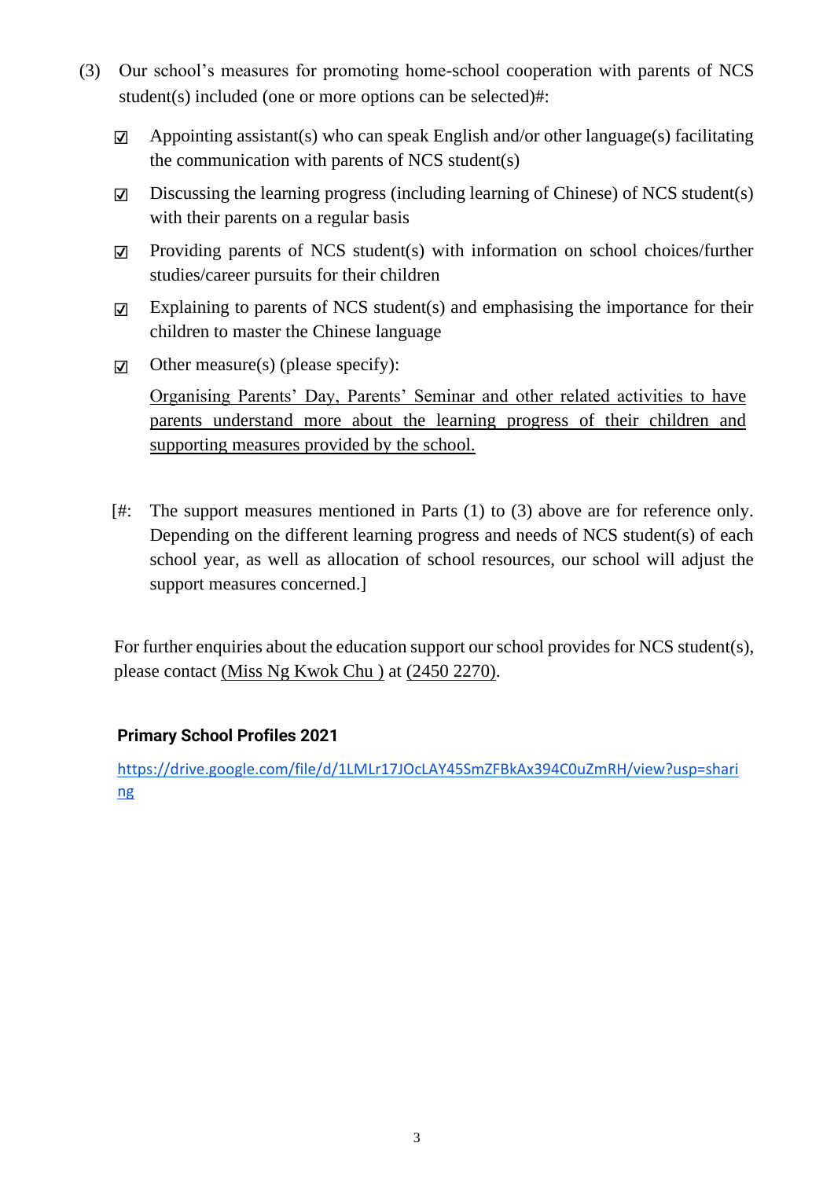(3) Our school's measures for promoting home-school cooperation with parents of NCS student(s) included (one or more options can be selected)#:

- ☑ Appointing assistant(s) who can speak English and/or other language(s) facilitating the communication with parents of NCS student(s)
- ☑ Discussing the learning progress (including learning of Chinese) of NCS student(s) with their parents on a regular basis
- ☑ Providing parents of NCS student(s) with information on school choices/further studies/career pursuits for their children
- ☑ Explaining to parents of NCS student(s) and emphasising the importance for their children to master the Chinese language
- ☑ Other measure(s) (please specify):

  Organising Parents' Day, Parents' Seminar and other related activities to have parents understand more about the learning progress of their children and supporting measures provided by the school.

[#: The support measures mentioned in Parts (1) to (3) above are for reference only. Depending on the different learning progress and needs of NCS student(s) of each school year, as well as allocation of school resources, our school will adjust the support measures concerned.]

For further enquiries about the education support our school provides for NCS student(s), please contact (Miss Ng Kwok Chu ) at (2450 2270).

**Primary School Profiles 2021**

https://drive.google.com/file/d/1LMLr17JOcLAY45SmZFBkAx394C0uZmRH/view?usp=sharing